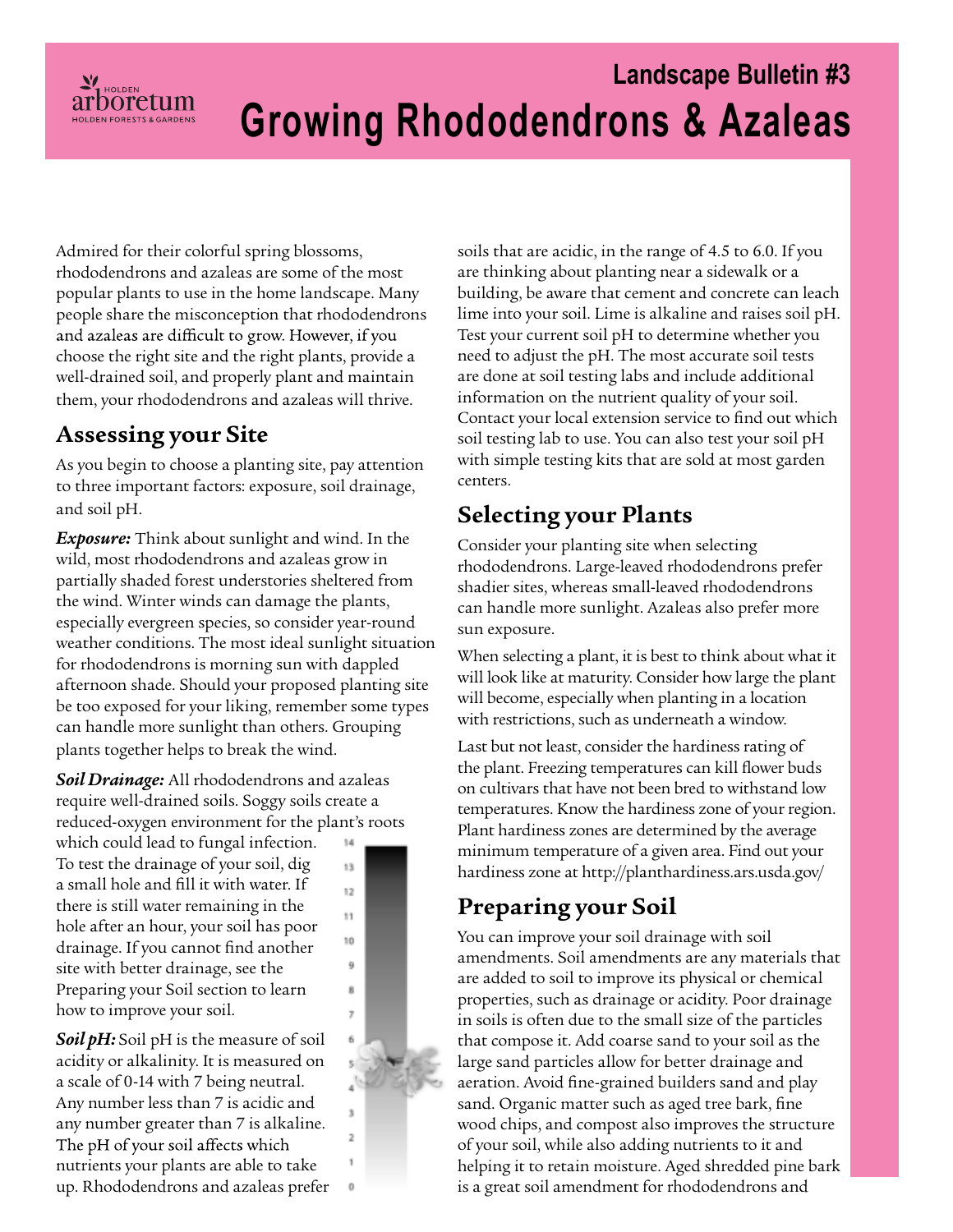Landscape Bulletin #3

# Growing Rhododendrons & Azaleas

Admired for their colorful spring blossoms, rhododendrons and azaleas are some of the most popular plants to use in the home landscape. Many people share the misconception that rhododendrons and azaleas are difficult to grow. However, if you choose the right site and the right plants, provide a well-drained soil, and properly plant and maintain them, your rhododendrons and azaleas will thrive.

## Assessing your Site

As you begin to choose a planting site, pay attention to three important factors: exposure, soil drainage, and soil pH.

***Exposure:*** Think about sunlight and wind. In the wild, most rhododendrons and azaleas grow in partially shaded forest understories sheltered from the wind. Winter winds can damage the plants, especially evergreen species, so consider year-round weather conditions. The most ideal sunlight situation for rhododendrons is morning sun with dappled afternoon shade. Should your proposed planting site be too exposed for your liking, remember some types can handle more sunlight than others. Grouping plants together helps to break the wind.

***Soil Drainage:*** All rhododendrons and azaleas require well-drained soils. Soggy soils create a reduced-oxygen environment for the plant's roots which could lead to fungal infection. To test the drainage of your soil, dig a small hole and fill it with water. If there is still water remaining in the hole after an hour, your soil has poor drainage. If you cannot find another site with better drainage, see the Preparing your Soil section to learn how to improve your soil.

***Soil pH:*** Soil pH is the measure of soil acidity or alkalinity. It is measured on a scale of 0-14 with 7 being neutral. Any number less than 7 is acidic and any number greater than 7 is alkaline. The pH of your soil affects which nutrients your plants are able to take up. Rhododendrons and azaleas prefer soils that are acidic, in the range of 4.5 to 6.0. If you are thinking about planting near a sidewalk or a building, be aware that cement and concrete can leach lime into your soil. Lime is alkaline and raises soil pH. Test your current soil pH to determine whether you need to adjust the pH. The most accurate soil tests are done at soil testing labs and include additional information on the nutrient quality of your soil. Contact your local extension service to find out which soil testing lab to use. You can also test your soil pH with simple testing kits that are sold at most garden centers.

## Selecting your Plants

Consider your planting site when selecting rhododendrons. Large-leaved rhododendrons prefer shadier sites, whereas small-leaved rhododendrons can handle more sunlight. Azaleas also prefer more sun exposure.

When selecting a plant, it is best to think about what it will look like at maturity. Consider how large the plant will become, especially when planting in a location with restrictions, such as underneath a window.

Last but not least, consider the hardiness rating of the plant. Freezing temperatures can kill flower buds on cultivars that have not been bred to withstand low temperatures. Know the hardiness zone of your region. Plant hardiness zones are determined by the average minimum temperature of a given area. Find out your hardiness zone at http://planthardiness.ars.usda.gov/

## Preparing your Soil

You can improve your soil drainage with soil amendments. Soil amendments are any materials that are added to soil to improve its physical or chemical properties, such as drainage or acidity. Poor drainage in soils is often due to the small size of the particles that compose it. Add coarse sand to your soil as the large sand particles allow for better drainage and aeration. Avoid fine-grained builders sand and play sand. Organic matter such as aged tree bark, fine wood chips, and compost also improves the structure of your soil, while also adding nutrients to it and helping it to retain moisture. Aged shredded pine bark is a great soil amendment for rhododendrons and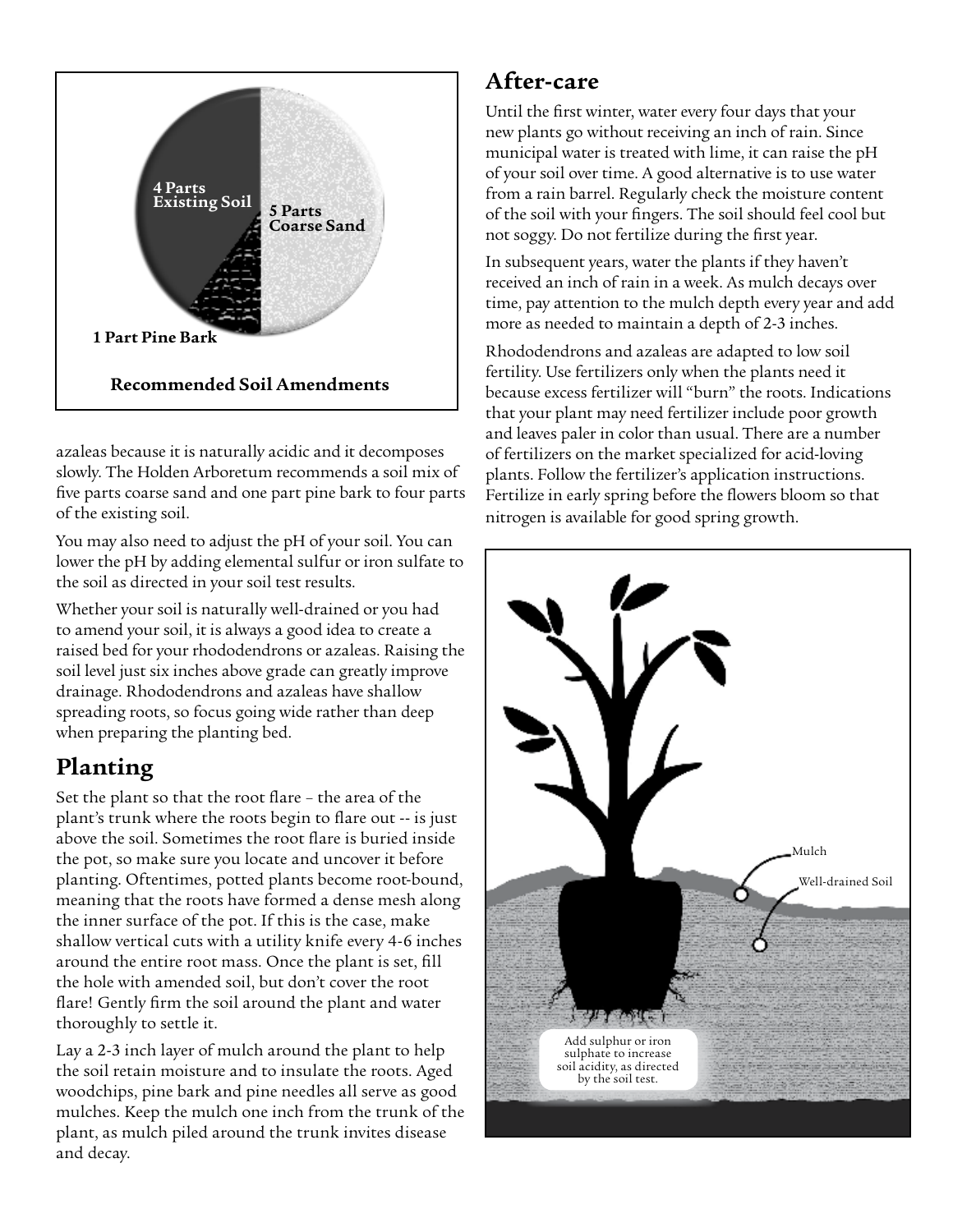4 Parts
Existing Soil

5 Parts
Coarse Sand

1 Part Pine Bark

**Recommended Soil Amendments**

azaleas because it is naturally acidic and it decomposes slowly. The Holden Arboretum recommends a soil mix of five parts coarse sand and one part pine bark to four parts of the existing soil.

You may also need to adjust the pH of your soil. You can lower the pH by adding elemental sulfur or iron sulfate to the soil as directed in your soil test results.

Whether your soil is naturally well-drained or you had to amend your soil, it is always a good idea to create a raised bed for your rhododendrons or azaleas. Raising the soil level just six inches above grade can greatly improve drainage. Rhododendrons and azaleas have shallow spreading roots, so focus going wide rather than deep when preparing the planting bed.

## Planting

Set the plant so that the root flare – the area of the plant's trunk where the roots begin to flare out -- is just above the soil. Sometimes the root flare is buried inside the pot, so make sure you locate and uncover it before planting. Oftentimes, potted plants become root-bound, meaning that the roots have formed a dense mesh along the inner surface of the pot. If this is the case, make shallow vertical cuts with a utility knife every 4-6 inches around the entire root mass. Once the plant is set, fill the hole with amended soil, but don't cover the root flare! Gently firm the soil around the plant and water thoroughly to settle it.

Lay a 2-3 inch layer of mulch around the plant to help the soil retain moisture and to insulate the roots. Aged woodchips, pine bark and pine needles all serve as good mulches. Keep the mulch one inch from the trunk of the plant, as mulch piled around the trunk invites disease and decay.

## After-care

Until the first winter, water every four days that your new plants go without receiving an inch of rain. Since municipal water is treated with lime, it can raise the pH of your soil over time. A good alternative is to use water from a rain barrel. Regularly check the moisture content of the soil with your fingers. The soil should feel cool but not soggy. Do not fertilize during the first year.

In subsequent years, water the plants if they haven't received an inch of rain in a week. As mulch decays over time, pay attention to the mulch depth every year and add more as needed to maintain a depth of 2-3 inches.

Rhododendrons and azaleas are adapted to low soil fertility. Use fertilizers only when the plants need it because excess fertilizer will "burn" the roots. Indications that your plant may need fertilizer include poor growth and leaves paler in color than usual. There are a number of fertilizers on the market specialized for acid-loving plants. Follow the fertilizer's application instructions. Fertilize in early spring before the flowers bloom so that nitrogen is available for good spring growth.

Mulch

Well-drained Soil

Add sulphur or iron sulphate to increase soil acidity, as directed by the soil test.